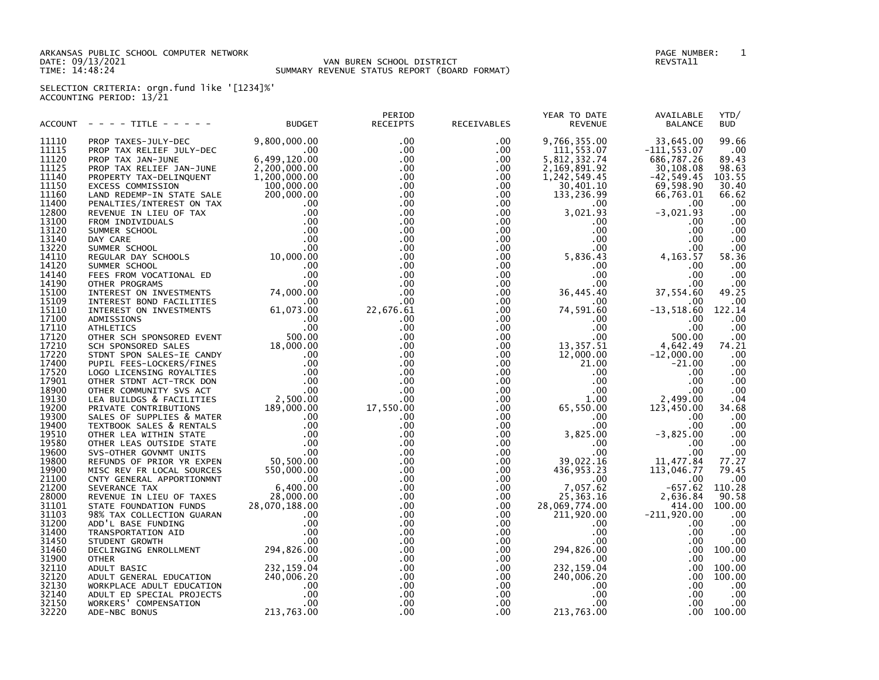ARKANSAS PUBLIC SCHOOL COMPUTER NETWORK
DATE: 09/13/2021
TIME: 14:48:24

VAN BUREN SCHOOL DISTRICT
SUMMARY REVENUE STATUS REPORT (BOARD FORMAT)

PAGE NUMBER: 1
REVSTA11

SELECTION CRITERIA: orgn.fund like '[1234]%'
ACCOUNTING PERIOD: 13/21

| ACCOUNT | - - - - TITLE - - - - - | BUDGET | PERIOD RECEIPTS | RECEIVABLES | YEAR TO DATE REVENUE | AVAILABLE BALANCE | YTD/ BUD |
|---|---|---|---|---|---|---|---|
| 11110 | PROP TAXES-JULY-DEC | 9,800,000.00 | .00 | .00 | 9,766,355.00 | 33,645.00 | 99.66 |
| 11115 | PROP TAX RELIEF JULY-DEC | .00 | .00 | .00 | 111,553.07 | -111,553.07 | .00 |
| 11120 | PROP TAX JAN-JUNE | 6,499,120.00 | .00 | .00 | 5,812,332.74 | 686,787.26 | 89.43 |
| 11125 | PROP TAX RELIEF JAN-JUNE | 2,200,000.00 | .00 | .00 | 2,169,891.92 | 30,108.08 | 98.63 |
| 11140 | PROPERTY TAX-DELINQUENT | 1,200,000.00 | .00 | .00 | 1,242,549.45 | -42,549.45 | 103.55 |
| 11150 | EXCESS COMMISSION | 100,000.00 | .00 | .00 | 30,401.10 | 69,598.90 | 30.40 |
| 11160 | LAND REDEMP-IN STATE SALE | 200,000.00 | .00 | .00 | 133,236.99 | 66,763.01 | 66.62 |
| 11400 | PENALTIES/INTEREST ON TAX | .00 | .00 | .00 | .00 | .00 | .00 |
| 12800 | REVENUE IN LIEU OF TAX | .00 | .00 | .00 | 3,021.93 | -3,021.93 | .00 |
| 13100 | FROM INDIVIDUALS | .00 | .00 | .00 | .00 | .00 | .00 |
| 13120 | SUMMER SCHOOL | .00 | .00 | .00 | .00 | .00 | .00 |
| 13140 | DAY CARE | .00 | .00 | .00 | .00 | .00 | .00 |
| 13220 | SUMMER SCHOOL | .00 | .00 | .00 | .00 | .00 | .00 |
| 14110 | REGULAR DAY SCHOOLS | 10,000.00 | .00 | .00 | 5,836.43 | 4,163.57 | 58.36 |
| 14120 | SUMMER SCHOOL | .00 | .00 | .00 | .00 | .00 | .00 |
| 14140 | FEES FROM VOCATIONAL ED | .00 | .00 | .00 | .00 | .00 | .00 |
| 14190 | OTHER PROGRAMS | .00 | .00 | .00 | .00 | .00 | .00 |
| 15100 | INTEREST ON INVESTMENTS | 74,000.00 | .00 | .00 | 36,445.40 | 37,554.60 | 49.25 |
| 15109 | INTEREST BOND FACILITIES | .00 | .00 | .00 | .00 | .00 | .00 |
| 15110 | INTEREST ON INVESTMENTS | 61,073.00 | 22,676.61 | .00 | 74,591.60 | -13,518.60 | 122.14 |
| 17100 | ADMISSIONS | .00 | .00 | .00 | .00 | .00 | .00 |
| 17110 | ATHLETICS | .00 | .00 | .00 | .00 | .00 | .00 |
| 17120 | OTHER SCH SPONSORED EVENT | 500.00 | .00 | .00 | .00 | 500.00 | .00 |
| 17210 | SCH SPONSORED SALES | 18,000.00 | .00 | .00 | 13,357.51 | 4,642.49 | 74.21 |
| 17220 | STDNT SPON SALES-IE CANDY | .00 | .00 | .00 | 12,000.00 | -12,000.00 | .00 |
| 17400 | PUPIL FEES-LOCKERS/FINES | .00 | .00 | .00 | 21.00 | -21.00 | .00 |
| 17520 | LOGO LICENSING ROYALTIES | .00 | .00 | .00 | .00 | .00 | .00 |
| 17901 | OTHER STDNT ACT-TRCK DON | .00 | .00 | .00 | .00 | .00 | .00 |
| 18900 | OTHER COMMUNITY SVS ACT | .00 | .00 | .00 | .00 | .00 | .00 |
| 19130 | LEA BUILDGS & FACILITIES | 2,500.00 | .00 | .00 | 1.00 | 2,499.00 | .04 |
| 19200 | PRIVATE CONTRIBUTIONS | 189,000.00 | 17,550.00 | .00 | 65,550.00 | 123,450.00 | 34.68 |
| 19300 | SALES OF SUPPLIES & MATER | .00 | .00 | .00 | .00 | .00 | .00 |
| 19400 | TEXTBOOK SALES & RENTALS | .00 | .00 | .00 | .00 | .00 | .00 |
| 19510 | OTHER LEA WITHIN STATE | .00 | .00 | .00 | 3,825.00 | -3,825.00 | .00 |
| 19580 | OTHER LEAS OUTSIDE STATE | .00 | .00 | .00 | .00 | .00 | .00 |
| 19600 | SVS-OTHER GOVNMT UNITS | .00 | .00 | .00 | .00 | .00 | .00 |
| 19800 | REFUNDS OF PRIOR YR EXPEN | 50,500.00 | .00 | .00 | 39,022.16 | 11,477.84 | 77.27 |
| 19900 | MISC REV FR LOCAL SOURCES | 550,000.00 | .00 | .00 | 436,953.23 | 113,046.77 | 79.45 |
| 21100 | CNTY GENERAL APPORTIONMNT | .00 | .00 | .00 | .00 | .00 | .00 |
| 21200 | SEVERANCE TAX | 6,400.00 | .00 | .00 | 7,057.62 | -657.62 | 110.28 |
| 28000 | REVENUE IN LIEU OF TAXES | 28,000.00 | .00 | .00 | 25,363.16 | 2,636.84 | 90.58 |
| 31101 | STATE FOUNDATION FUNDS | 28,070,188.00 | .00 | .00 | 28,069,774.00 | 414.00 | 100.00 |
| 31103 | 98% TAX COLLECTION GUARAN | .00 | .00 | .00 | 211,920.00 | -211,920.00 | .00 |
| 31200 | ADD'L BASE FUNDING | .00 | .00 | .00 | .00 | .00 | .00 |
| 31400 | TRANSPORTATION AID | .00 | .00 | .00 | .00 | .00 | .00 |
| 31450 | STUDENT GROWTH | .00 | .00 | .00 | .00 | .00 | .00 |
| 31460 | DECLINGING ENROLLMENT | 294,826.00 | .00 | .00 | 294,826.00 | .00 | 100.00 |
| 31900 | OTHER | .00 | .00 | .00 | .00 | .00 | .00 |
| 32110 | ADULT BASIC | 232,159.04 | .00 | .00 | 232,159.04 | .00 | 100.00 |
| 32120 | ADULT GENERAL EDUCATION | 240,006.20 | .00 | .00 | 240,006.20 | .00 | 100.00 |
| 32130 | WORKPLACE ADULT EDUCATION | .00 | .00 | .00 | .00 | .00 | .00 |
| 32140 | ADULT ED SPECIAL PROJECTS | .00 | .00 | .00 | .00 | .00 | .00 |
| 32150 | WORKERS' COMPENSATION | .00 | .00 | .00 | .00 | .00 | .00 |
| 32220 | ADE-NBC BONUS | 213,763.00 | .00 | .00 | 213,763.00 | .00 | 100.00 |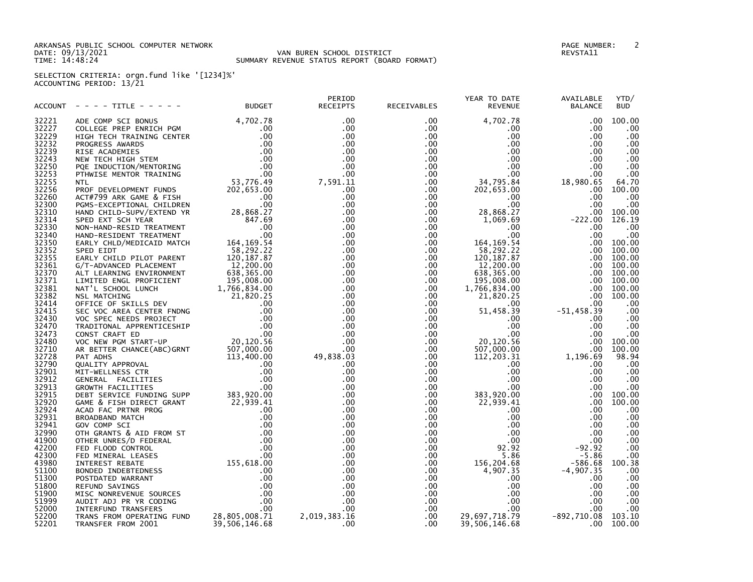ARKANSAS PUBLIC SCHOOL COMPUTER NETWORK
DATE: 09/13/2021
TIME: 14:48:24

VAN BUREN SCHOOL DISTRICT
SUMMARY REVENUE STATUS REPORT (BOARD FORMAT)

REVSTA11

SELECTION CRITERIA: orgn.fund like '[1234]%'
ACCOUNTING PERIOD: 13/21

| ACCOUNT | - - - - TITLE - - - - - | BUDGET | PERIOD RECEIPTS | RECEIVABLES | YEAR TO DATE REVENUE | AVAILABLE BALANCE | YTD/ BUD |
|---|---|---|---|---|---|---|---|
| 32221 | ADE COMP SCI BONUS | 4,702.78 | .00 | .00 | 4,702.78 | .00 | 100.00 |
| 32227 | COLLEGE PREP ENRICH PGM | .00 | .00 | .00 | .00 | .00 | .00 |
| 32229 | HIGH TECH TRAINING CENTER | .00 | .00 | .00 | .00 | .00 | .00 |
| 32232 | PROGRESS AWARDS | .00 | .00 | .00 | .00 | .00 | .00 |
| 32239 | RISE ACADEMIES | .00 | .00 | .00 | .00 | .00 | .00 |
| 32243 | NEW TECH HIGH STEM | .00 | .00 | .00 | .00 | .00 | .00 |
| 32250 | PQE INDUCTION/MENTORING | .00 | .00 | .00 | .00 | .00 | .00 |
| 32253 | PTHWISE MENTOR TRAINING | .00 | .00 | .00 | .00 | .00 | .00 |
| 32255 | NTL | 53,776.49 | 7,591.11 | .00 | 34,795.84 | 18,980.65 | 64.70 |
| 32256 | PROF DEVELOPMENT FUNDS | 202,653.00 | .00 | .00 | 202,653.00 | .00 | 100.00 |
| 32260 | ACT#799 ARK GAME & FISH | .00 | .00 | .00 | .00 | .00 | .00 |
| 32300 | PGMS-EXCEPTIONAL CHILDREN | .00 | .00 | .00 | .00 | .00 | .00 |
| 32310 | HAND CHILD-SUPV/EXTEND YR | 28,868.27 | .00 | .00 | 28,868.27 | .00 | 100.00 |
| 32314 | SPED EXT SCH YEAR | 847.69 | .00 | .00 | 1,069.69 | -222.00 | 126.19 |
| 32330 | NON-HAND-RESID TREATMENT | .00 | .00 | .00 | .00 | .00 | .00 |
| 32340 | HAND-RESIDENT TREATMENT | .00 | .00 | .00 | .00 | .00 | .00 |
| 32350 | EARLY CHLD/MEDICAID MATCH | 164,169.54 | .00 | .00 | 164,169.54 | .00 | 100.00 |
| 32352 | SPED EIDT | 58,292.22 | .00 | .00 | 58,292.22 | .00 | 100.00 |
| 32355 | EARLY CHILD PILOT PARENT | 120,187.87 | .00 | .00 | 120,187.87 | .00 | 100.00 |
| 32361 | G/T-ADVANCED PLACEMENT | 12,200.00 | .00 | .00 | 12,200.00 | .00 | 100.00 |
| 32370 | ALT LEARNING ENVIRONMENT | 638,365.00 | .00 | .00 | 638,365.00 | .00 | 100.00 |
| 32371 | LIMITED ENGL PROFICIENT | 195,008.00 | .00 | .00 | 195,008.00 | .00 | 100.00 |
| 32381 | NAT'L SCHOOL LUNCH | 1,766,834.00 | .00 | .00 | 1,766,834.00 | .00 | 100.00 |
| 32382 | NSL MATCHING | 21,820.25 | .00 | .00 | 21,820.25 | .00 | 100.00 |
| 32414 | OFFICE OF SKILLS DEV | .00 | .00 | .00 | .00 | .00 | .00 |
| 32415 | SEC VOC AREA CENTER FNDNG | .00 | .00 | .00 | 51,458.39 | -51,458.39 | .00 |
| 32430 | VOC SPEC NEEDS PROJECT | .00 | .00 | .00 | .00 | .00 | .00 |
| 32470 | TRADITONAL APPRENTICESHIP | .00 | .00 | .00 | .00 | .00 | .00 |
| 32473 | CONST CRAFT ED | .00 | .00 | .00 | .00 | .00 | .00 |
| 32480 | VOC NEW PGM START-UP | 20,120.56 | .00 | .00 | 20,120.56 | .00 | 100.00 |
| 32710 | AR BETTER CHANCE(ABC)GRNT | 507,000.00 | .00 | .00 | 507,000.00 | .00 | 100.00 |
| 32728 | PAT ADHS | 113,400.00 | 49,838.03 | .00 | 112,203.31 | 1,196.69 | 98.94 |
| 32790 | QUALITY APPROVAL | .00 | .00 | .00 | .00 | .00 | .00 |
| 32901 | MIT-WELLNESS CTR | .00 | .00 | .00 | .00 | .00 | .00 |
| 32912 | GENERAL FACILITIES | .00 | .00 | .00 | .00 | .00 | .00 |
| 32913 | GROWTH FACILITIES | .00 | .00 | .00 | .00 | .00 | .00 |
| 32915 | DEBT SERVICE FUNDING SUPP | 383,920.00 | .00 | .00 | 383,920.00 | .00 | 100.00 |
| 32920 | GAME & FISH DIRECT GRANT | 22,939.41 | .00 | .00 | 22,939.41 | .00 | 100.00 |
| 32924 | ACAD FAC PRTNR PROG | .00 | .00 | .00 | .00 | .00 | .00 |
| 32931 | BROADBAND MATCH | .00 | .00 | .00 | .00 | .00 | .00 |
| 32941 | GOV COMP SCI | .00 | .00 | .00 | .00 | .00 | .00 |
| 32990 | OTH GRANTS & AID FROM ST | .00 | .00 | .00 | .00 | .00 | .00 |
| 41900 | OTHER UNRES/D FEDERAL | .00 | .00 | .00 | .00 | .00 | .00 |
| 42200 | FED FLOOD CONTROL | .00 | .00 | .00 | 92.92 | -92.92 | .00 |
| 42300 | FED MINERAL LEASES | .00 | .00 | .00 | 5.86 | -5.86 | .00 |
| 43980 | INTEREST REBATE | 155,618.00 | .00 | .00 | 156,204.68 | -586.68 | 100.38 |
| 51100 | BONDED INDEBTEDNESS | .00 | .00 | .00 | 4,907.35 | -4,907.35 | .00 |
| 51300 | POSTDATED WARRANT | .00 | .00 | .00 | .00 | .00 | .00 |
| 51800 | REFUND SAVINGS | .00 | .00 | .00 | .00 | .00 | .00 |
| 51900 | MISC NONREVENUE SOURCES | .00 | .00 | .00 | .00 | .00 | .00 |
| 51999 | AUDIT ADJ PR YR CODING | .00 | .00 | .00 | .00 | .00 | .00 |
| 52000 | INTERFUND TRANSFERS | .00 | .00 | .00 | .00 | .00 | .00 |
| 52200 | TRANS FROM OPERATING FUND | 28,805,008.71 | 2,019,383.16 | .00 | 29,697,718.79 | -892,710.08 | 103.10 |
| 52201 | TRANSFER FROM 2001 | 39,506,146.68 | .00 | .00 | 39,506,146.68 | .00 | 100.00 |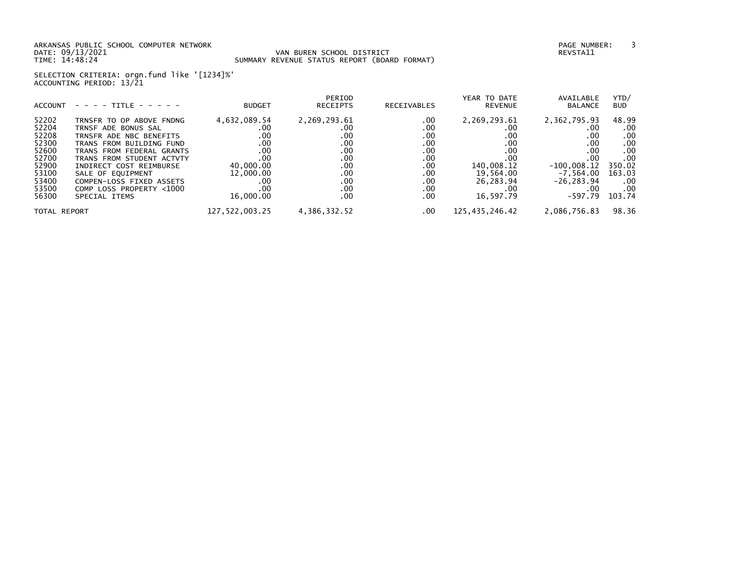SELECTION CRITERIA: orgn.fund like '[1234]%'
ACCOUNTING PERIOD: 13/21

| ACCOUNT | - - - - TITLE - - - - - | BUDGET | PERIOD RECEIPTS | RECEIVABLES | YEAR TO DATE REVENUE | AVAILABLE BALANCE | YTD/ BUD |
|---|---|---|---|---|---|---|---|
| 52202 | TRNSFR TO OP ABOVE FNDNG | 4,632,089.54 | 2,269,293.61 | .00 | 2,269,293.61 | 2,362,795.93 | 48.99 |
| 52204 | TRNSF ADE BONUS SAL | .00 | .00 | .00 | .00 | .00 | .00 |
| 52208 | TRNSFR ADE NBC BENEFITS | .00 | .00 | .00 | .00 | .00 | .00 |
| 52300 | TRANS FROM BUILDING FUND | .00 | .00 | .00 | .00 | .00 | .00 |
| 52600 | TRANS FROM FEDERAL GRANTS | .00 | .00 | .00 | .00 | .00 | .00 |
| 52700 | TRANS FROM STUDENT ACTVTY | .00 | .00 | .00 | .00 | .00 | .00 |
| 52900 | INDIRECT COST REIMBURSE | 40,000.00 | .00 | .00 | 140,008.12 | -100,008.12 | 350.02 |
| 53100 | SALE OF EQUIPMENT | 12,000.00 | .00 | .00 | 19,564.00 | -7,564.00 | 163.03 |
| 53400 | COMPEN-LOSS FIXED ASSETS | .00 | .00 | .00 | 26,283.94 | -26,283.94 | .00 |
| 53500 | COMP LOSS PROPERTY <1000 | .00 | .00 | .00 | .00 | .00 | .00 |
| 56300 | SPECIAL ITEMS | 16,000.00 | .00 | .00 | 16,597.79 | -597.79 | 103.74 |
| TOTAL REPORT | | 127,522,003.25 | 4,386,332.52 | .00 | 125,435,246.42 | 2,086,756.83 | 98.36 |